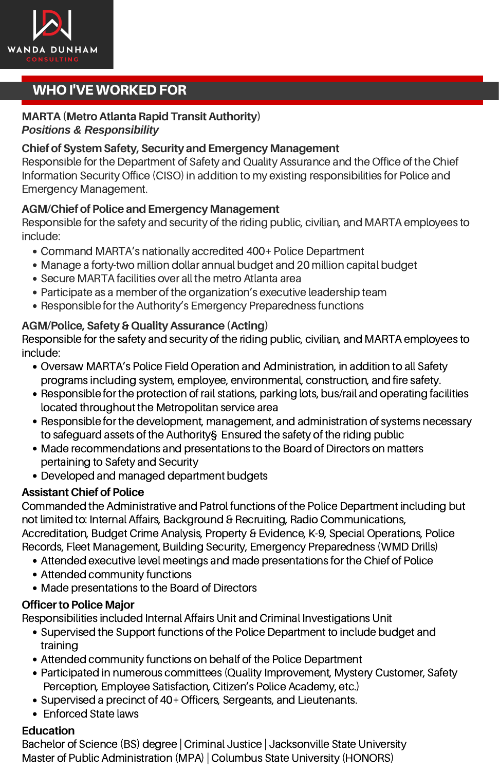WANDA DUNHAM
CONSULTING

## WHO I'VE WORKED FOR

**MARTA (Metro Atlanta Rapid Transit Authority)**
***Positions & Responsibility***

**Chief of System Safety, Security and Emergency Management**
Responsible for the Department of Safety and Quality Assurance and the Office of the Chief Information Security Office (CISO) in addition to my existing responsibilities for Police and Emergency Management.

**AGM/Chief of Police and Emergency Management**
Responsible for the safety and security of the riding public, civilian, and MARTA employees to include:

- Command MARTA's nationally accredited 400+ Police Department
- Manage a forty-two million dollar annual budget and 20 million capital budget
- Secure MARTA facilities over all the metro Atlanta area
- Participate as a member of the organization's executive leadership team
- Responsible for the Authority's Emergency Preparedness functions

**AGM/Police, Safety & Quality Assurance (Acting)**
Responsible for the safety and security of the riding public, civilian, and MARTA employees to include:

- Oversaw MARTA's Police Field Operation and Administration, in addition to all Safety programs including system, employee, environmental, construction, and fire safety.
- Responsible for the protection of rail stations, parking lots, bus/rail and operating facilities located throughout the Metropolitan service area
- Responsible for the development, management, and administration of systems necessary to safeguard assets of the Authority§ Ensured the safety of the riding public
- Made recommendations and presentations to the Board of Directors on matters pertaining to Safety and Security
- Developed and managed department budgets

**Assistant Chief of Police**
Commanded the Administrative and Patrol functions of the Police Department including but not limited to: Internal Affairs, Background & Recruiting, Radio Communications, Accreditation, Budget Crime Analysis, Property & Evidence, K-9, Special Operations, Police Records, Fleet Management, Building Security, Emergency Preparedness (WMD Drills)

- Attended executive level meetings and made presentations for the Chief of Police
- Attended community functions
- Made presentations to the Board of Directors

**Officer to Police Major**
Responsibilities included Internal Affairs Unit and Criminal Investigations Unit

- Supervised the Support functions of the Police Department to include budget and training
- Attended community functions on behalf of the Police Department
- Participated in numerous committees (Quality Improvement, Mystery Customer, Safety Perception, Employee Satisfaction, Citizen's Police Academy, etc.)
- Supervised a precinct of 40+ Officers, Sergeants, and Lieutenants.
- Enforced State laws

**Education**
Bachelor of Science (BS) degree | Criminal Justice | Jacksonville State University
Master of Public Administration (MPA) | Columbus State University (HONORS)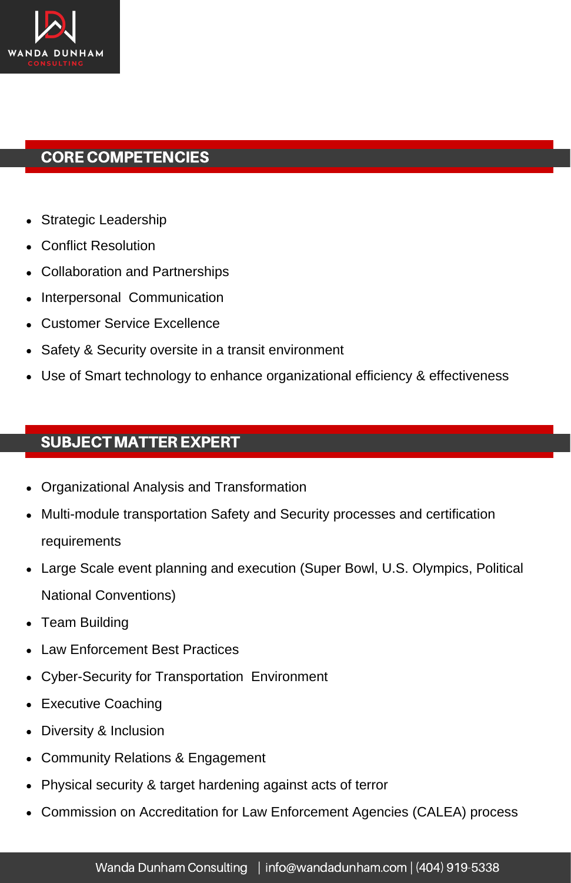## CORE COMPETENCIES

- Strategic Leadership
- Conflict Resolution
- Collaboration and Partnerships
- Interpersonal  Communication
- Customer Service Excellence
- Safety & Security oversite in a transit environment
- Use of Smart technology to enhance organizational efficiency & effectiveness

## SUBJECT MATTER EXPERT

- Organizational Analysis and Transformation
- Multi-module transportation Safety and Security processes and certification requirements
- Large Scale event planning and execution (Super Bowl, U.S. Olympics, Political National Conventions)
- Team Building
- Law Enforcement Best Practices
- Cyber-Security for Transportation  Environment
- Executive Coaching
- Diversity & Inclusion
- Community Relations & Engagement
- Physical security & target hardening against acts of terror
- Commission on Accreditation for Law Enforcement Agencies (CALEA) process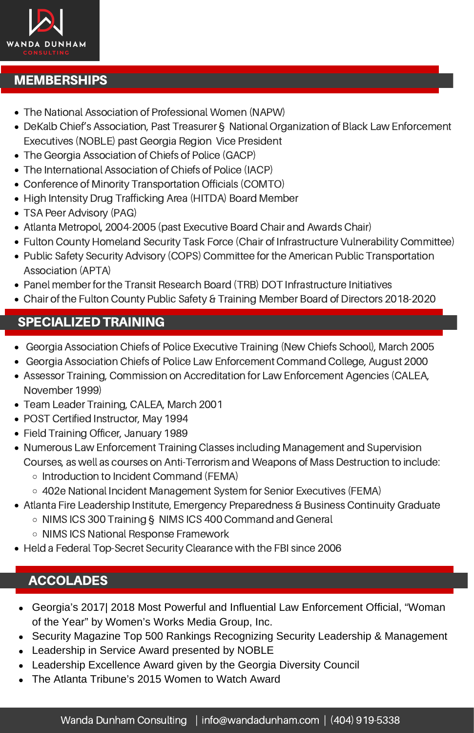## MEMBERSHIPS

- The National Association of Professional Women (NAPW)
- DeKalb Chief's Association, Past Treasurer § National Organization of Black Law Enforcement Executives (NOBLE) past Georgia Region Vice President
- The Georgia Association of Chiefs of Police (GACP)
- The International Association of Chiefs of Police (IACP)
- Conference of Minority Transportation Officials (COMTO)
- High Intensity Drug Trafficking Area (HITDA) Board Member
- TSA Peer Advisory (PAG)
- Atlanta Metropol, 2004-2005 (past Executive Board Chair and Awards Chair)
- Fulton County Homeland Security Task Force (Chair of Infrastructure Vulnerability Committee)
- Public Safety Security Advisory (COPS) Committee for the American Public Transportation Association (APTA)
- Panel member for the Transit Research Board (TRB) DOT Infrastructure Initiatives
- Chair of the Fulton County Public Safety & Training Member Board of Directors 2018-2020

## SPECIALIZED TRAINING

- Georgia Association Chiefs of Police Executive Training (New Chiefs School), March 2005
- Georgia Association Chiefs of Police Law Enforcement Command College, August 2000
- Assessor Training, Commission on Accreditation for Law Enforcement Agencies (CALEA, November 1999)
- Team Leader Training, CALEA, March 2001
- POST Certified Instructor, May 1994
- Field Training Officer, January 1989
- Numerous Law Enforcement Training Classes including Management and Supervision Courses, as well as courses on Anti-Terrorism and Weapons of Mass Destruction to include:
  - Introduction to Incident Command (FEMA)
  - 402e National Incident Management System for Senior Executives (FEMA)
- Atlanta Fire Leadership Institute, Emergency Preparedness & Business Continuity Graduate
  - NIMS ICS 300 Training § NIMS ICS 400 Command and General
  - NIMS ICS National Response Framework
- Held a Federal Top-Secret Security Clearance with the FBI since 2006

## ACCOLADES

- Georgia's 2017| 2018 Most Powerful and Influential Law Enforcement Official, "Woman of the Year" by Women's Works Media Group, Inc.
- Security Magazine Top 500 Rankings Recognizing Security Leadership & Management
- Leadership in Service Award presented by NOBLE
- Leadership Excellence Award given by the Georgia Diversity Council
- The Atlanta Tribune's 2015 Women to Watch Award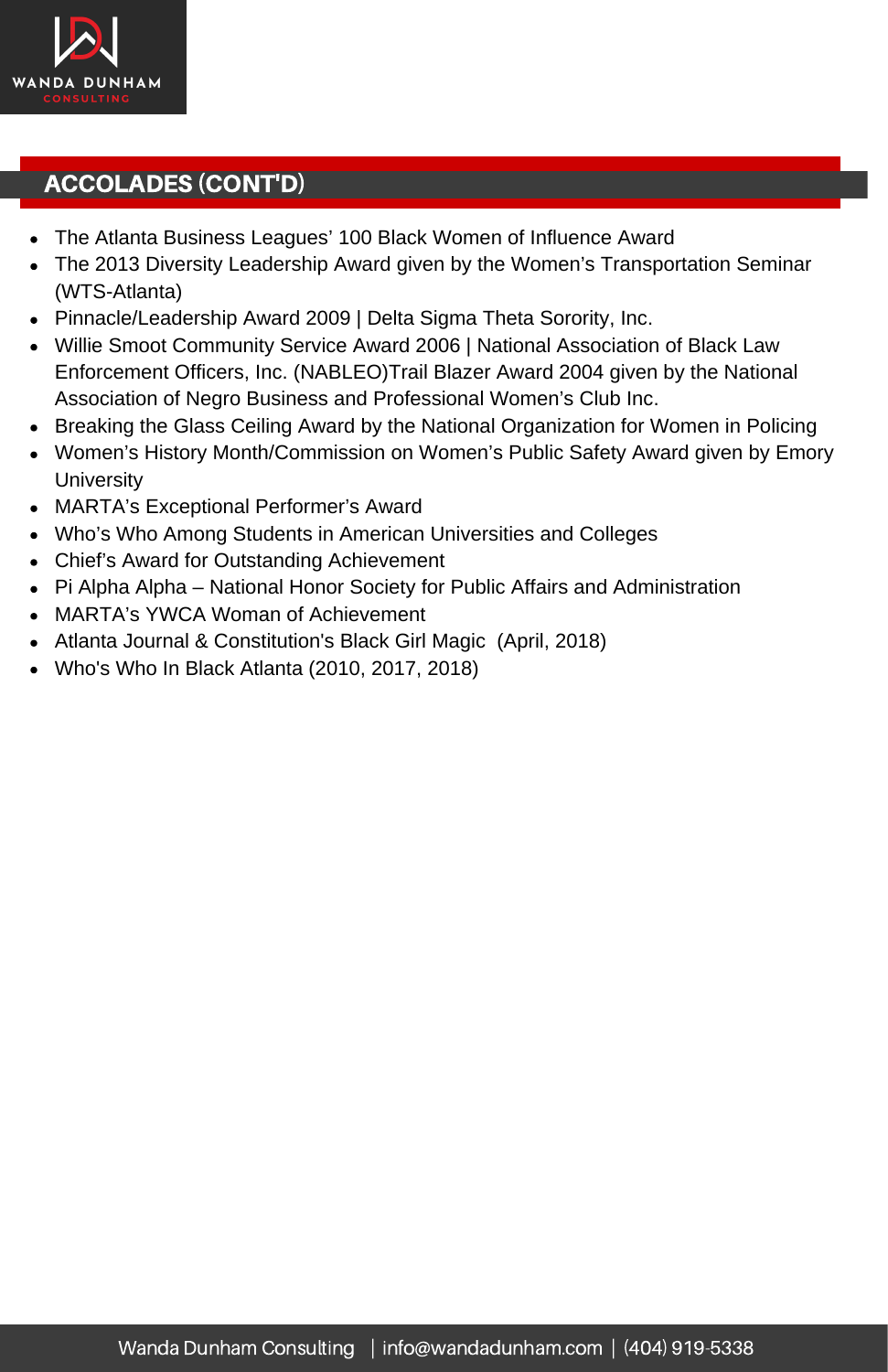## ACCOLADES (CONT'D)

- The Atlanta Business Leagues' 100 Black Women of Influence Award
- The 2013 Diversity Leadership Award given by the Women's Transportation Seminar (WTS-Atlanta)
- Pinnacle/Leadership Award 2009 | Delta Sigma Theta Sorority, Inc.
- Willie Smoot Community Service Award 2006 | National Association of Black Law Enforcement Officers, Inc. (NABLEO)Trail Blazer Award 2004 given by the National Association of Negro Business and Professional Women's Club Inc.
- Breaking the Glass Ceiling Award by the National Organization for Women in Policing
- Women's History Month/Commission on Women's Public Safety Award given by Emory University
- MARTA's Exceptional Performer's Award
- Who's Who Among Students in American Universities and Colleges
- Chief's Award for Outstanding Achievement
- Pi Alpha Alpha – National Honor Society for Public Affairs and Administration
- MARTA's YWCA Woman of Achievement
- Atlanta Journal & Constitution's Black Girl Magic (April, 2018)
- Who's Who In Black Atlanta (2010, 2017, 2018)